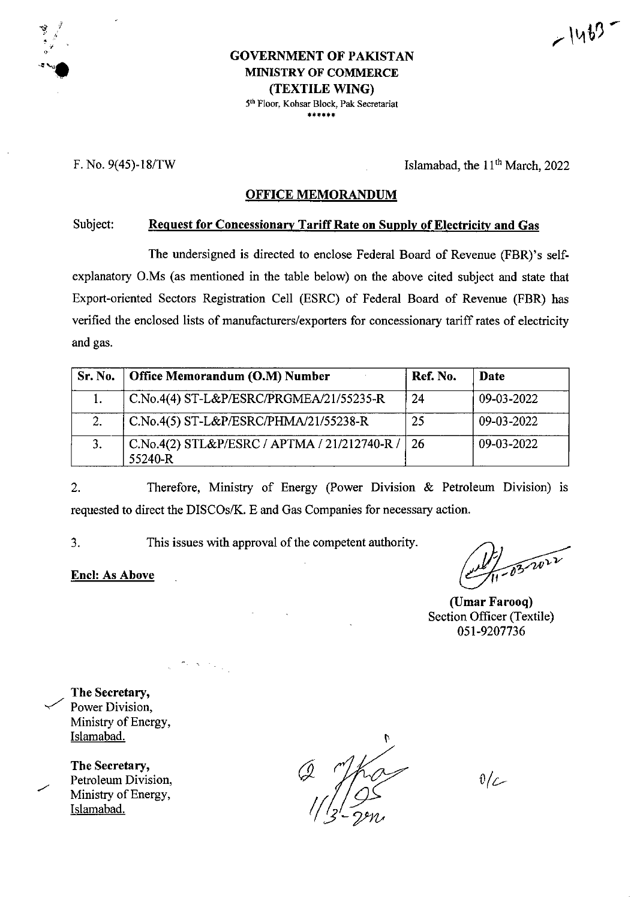**GOVERNMENT OF PAKISTAN**
**MINISTRY OF COMMERCE**
**(TEXTILE WING)**
5th Floor, Kohsar Block, Pak Secretariat
\*\*\*\*\*\*

F. No. 9(45)-18/TW

Islamabad, the 11th March, 2022

## OFFICE MEMORANDUM

Subject: **Request for Concessionary Tariff Rate on Supply of Electricity and Gas**

The undersigned is directed to enclose Federal Board of Revenue (FBR)'s self-explanatory O.Ms (as mentioned in the table below) on the above cited subject and state that Export-oriented Sectors Registration Cell (ESRC) of Federal Board of Revenue (FBR) has verified the enclosed lists of manufacturers/exporters for concessionary tariff rates of electricity and gas.

| Sr. No. | Office Memorandum (O.M) Number | Ref. No. | Date |
|---|---|---|---|
| 1. | C.No.4(4) ST-L&P/ESRC/PRGMEA/21/55235-R | 24 | 09-03-2022 |
| 2. | C.No.4(5) ST-L&P/ESRC/PHMA/21/55238-R | 25 | 09-03-2022 |
| 3. | C.No.4(2) STL&P/ESRC / APTMA / 21/212740-R / 55240-R | 26 | 09-03-2022 |

2. Therefore, Ministry of Energy (Power Division & Petroleum Division) is requested to direct the DISCOs/K. E and Gas Companies for necessary action.

3. This issues with approval of the competent authority.

**Encl: As Above**

11-03-2022

**(Umar Farooq)**
Section Officer (Textile)
051-9207736

**The Secretary,**
Power Division,
Ministry of Energy,
Islamabad.

**The Secretary,**
Petroleum Division,
Ministry of Energy,
Islamabad.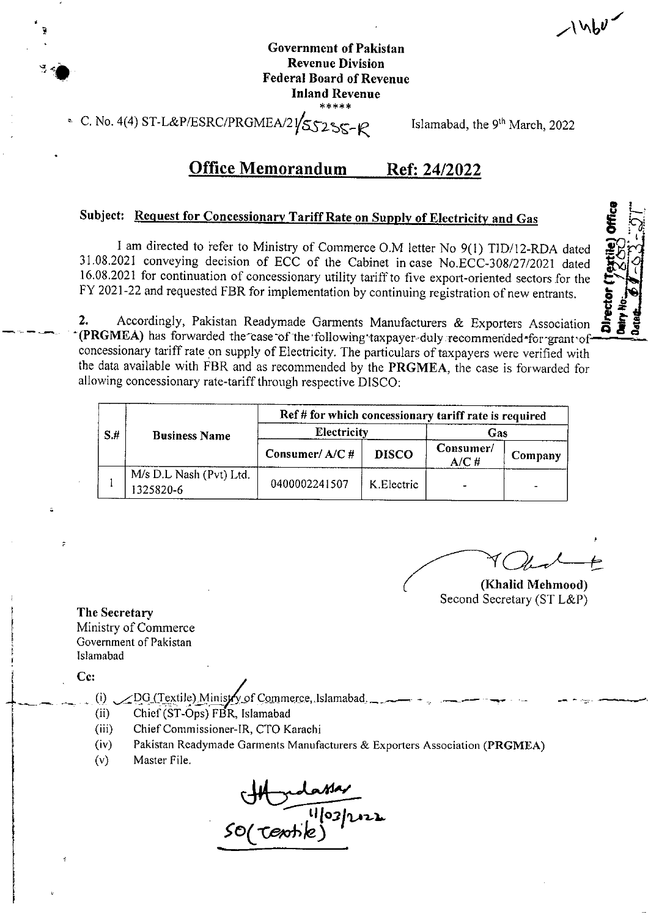Government of Pakistan
Revenue Division
Federal Board of Revenue
Inland Revenue
\*\*\*\*\*

C. No. 4(4) ST-L&P/ESRC/PRGMEA/21/55255-R Islamabad, the 9th March, 2022

## Office Memorandum Ref: 24/2022

**Subject: Request for Concessionary Tariff Rate on Supply of Electricity and Gas**

I am directed to refer to Ministry of Commerce O.M letter No 9(1) TID/12-RDA dated 31.08.2021 conveying decision of ECC of the Cabinet in case No.ECC-308/27/2021 dated 16.08.2021 for continuation of concessionary utility tariff to five export-oriented sectors for the FY 2021-22 and requested FBR for implementation by continuing registration of new entrants.

2. Accordingly, Pakistan Readymade Garments Manufacturers & Exporters Association **(PRGMEA)** has forwarded the case of the following taxpayer duly recommended for grant of concessionary tariff rate on supply of Electricity. The particulars of taxpayers were verified with the data available with FBR and as recommended by the **PRGMEA**, the case is forwarded for allowing concessionary rate-tariff through respective DISCO:

| S.# | Business Name | Ref # for which concessionary tariff rate is required | | | |
|---|---|---|---|---|---|
| | | Electricity | | Gas | |
| | | Consumer/ A/C # | DISCO | Consumer/ A/C # | Company |
| 1 | M/s D.L Nash (Pvt) Ltd. 1325820-6 | 0400002241507 | K.Electric | - | - |

(Khalid Mehmood)
Second Secretary (ST L&P)

**The Secretary**
Ministry of Commerce
Government of Pakistan
Islamabad

**Cc:**

(i) DG (Textile) Ministry of Commerce, Islamabad.
(ii) Chief (ST-Ops) FBR, Islamabad
(iii) Chief Commissioner-IR, CTO Karachi
(iv) Pakistan Readymade Garments Manufacturers & Exporters Association (**PRGMEA**)
(v) Master File.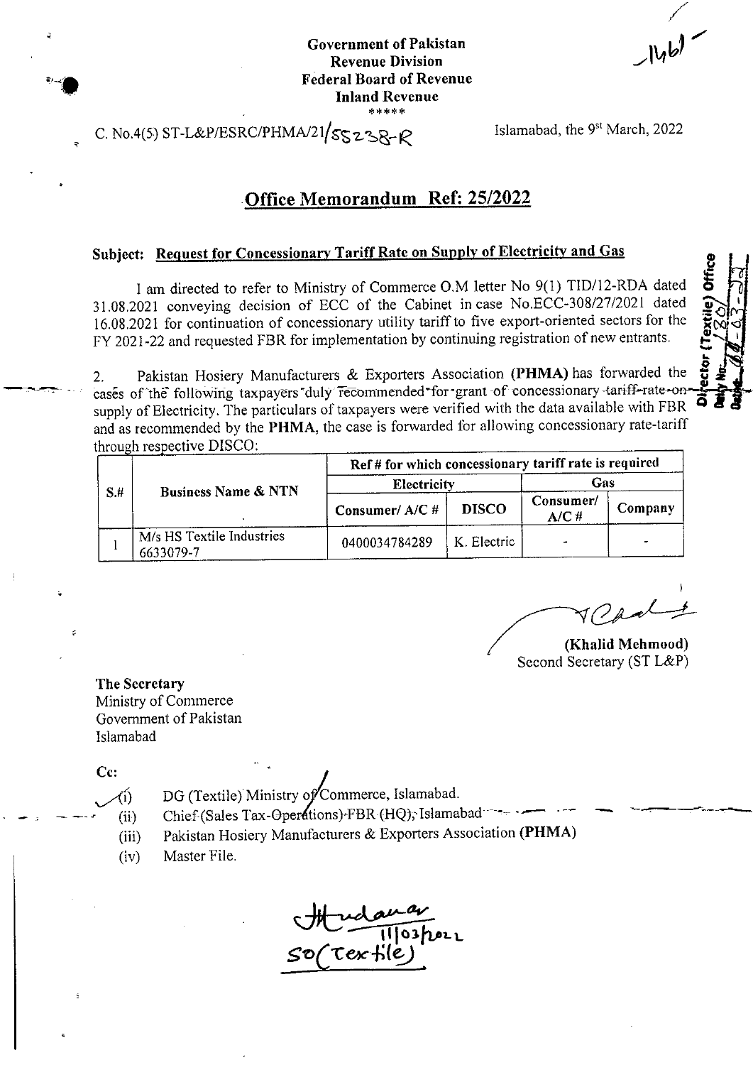**Government of Pakistan**
**Revenue Division**
**Federal Board of Revenue**
**Inland Revenue**
\*\*\*\*\*

C. No.4(5) ST-L&P/ESRC/PHMA/21/55238-R

Islamabad, the 9st March, 2022

## Office Memorandum Ref: 25/2022

**Subject: Request for Concessionary Tariff Rate on Supply of Electricity and Gas**

I am directed to refer to Ministry of Commerce O.M letter No 9(1) TID/12-RDA dated 31.08.2021 conveying decision of ECC of the Cabinet in case No.ECC-308/27/2021 dated 16.08.2021 for continuation of concessionary utility tariff to five export-oriented sectors for the FY 2021-22 and requested FBR for implementation by continuing registration of new entrants.

2. Pakistan Hosiery Manufacturers & Exporters Association **(PHMA)** has forwarded the cases of the following taxpayers duly recommended for grant of concessionary tariff rate on supply of Electricity. The particulars of taxpayers were verified with the data available with FBR and as recommended by the **PHMA**, the case is forwarded for allowing concessionary rate-tariff through respective DISCO:

| S.# | Business Name & NTN | Ref # for which concessionary tariff rate is required | | | |
|---|---|---|---|---|---|
| | | Electricity | | Gas | |
| | | Consumer/ A/C # | DISCO | Consumer/ A/C # | Company |
| 1 | M/s HS Textile Industries 6633079-7 | 0400034784289 | K. Electric | - | - |

(Khalid Mehmood)
Second Secretary (ST L&P)

The Secretary
Ministry of Commerce
Government of Pakistan
Islamabad

Cc:

(i) DG (Textile) Ministry of Commerce, Islamabad.
(ii) Chief (Sales Tax-Operations) FBR (HQ), Islamabad
(iii) Pakistan Hosiery Manufacturers & Exporters Association **(PHMA)**
(iv) Master File.

11/03/2022
SO(Textile)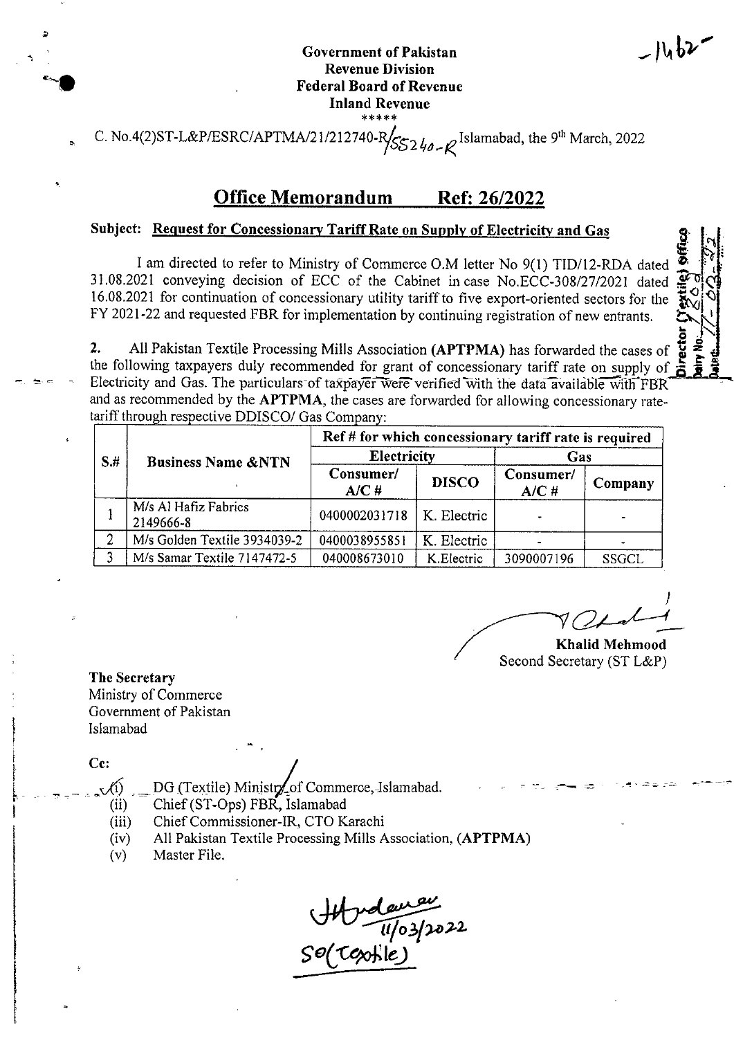-1462-

**Government of Pakistan**
**Revenue Division**
**Federal Board of Revenue**
**Inland Revenue**
\*\*\*\*\*

C. No.4(2)ST-L&P/ESRC/APTMA/21/212740-R/55240-R Islamabad, the 9th March, 2022

## Office Memorandum Ref: 26/2022

**Subject: Request for Concessionary Tariff Rate on Supply of Electricity and Gas**

I am directed to refer to Ministry of Commerce O.M letter No 9(1) TID/12-RDA dated 31.08.2021 conveying decision of ECC of the Cabinet in case No.ECC-308/27/2021 dated 16.08.2021 for continuation of concessionary utility tariff to five export-oriented sectors for the FY 2021-22 and requested FBR for implementation by continuing registration of new entrants.

**2.** All Pakistan Textile Processing Mills Association (**APTPMA**) has forwarded the cases of the following taxpayers duly recommended for grant of concessionary tariff rate on supply of Electricity and Gas. The particulars of taxpayer were verified with the data available with FBR and as recommended by the **APTPMA**, the cases are forwarded for allowing concessionary rate-tariff through respective DDISCO/ Gas Company:

| S.# | Business Name &NTN | Ref # for which concessionary tariff rate is required | | | |
|---|---|---|---|---|---|
| | | Electricity | | Gas | |
| | | Consumer/ A/C # | DISCO | Consumer/ A/C # | Company |
| 1 | M/s Al Hafiz Fabrics 2149666-8 | 0400002031718 | K. Electric | - | - |
| 2 | M/s Golden Textile 3934039-2 | 0400038955851 | K. Electric | - | - |
| 3 | M/s Samar Textile 7147472-5 | 040008673010 | K.Electric | 3090007196 | SSGCL |

**Khalid Mehmood**
Second Secretary (ST L&P)

**The Secretary**
Ministry of Commerce
Government of Pakistan
Islamabad

**Cc:**

(i) DG (Textile) Ministry of Commerce, Islamabad.
(ii) Chief (ST-Ops) FBR, Islamabad
(iii) Chief Commissioner-IR, CTO Karachi
(iv) All Pakistan Textile Processing Mills Association, (**APTPMA**)
(v) Master File.

11/03/2022
SO(Textile)